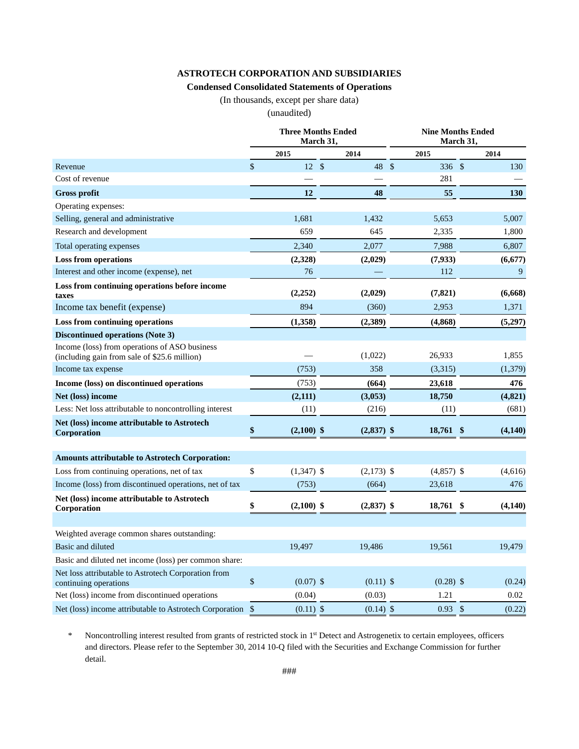**ASTROTECH CORPORATION AND SUBSIDIARIES**

**Condensed Consolidated Statements of Operations**

(In thousands, except per share data)

(unaudited)

| | Three Months Ended March 31, | | Nine Months Ended March 31, | |
|---|---|---|---|---|
| | 2015 | 2014 | 2015 | 2014 |
| Revenue | $ 12 | $ 48 | $ 336 | $ 130 |
| Cost of revenue | — | — | 281 | — |
| **Gross profit** | **12** | **48** | **55** | **130** |
| Operating expenses: | | | | |
| Selling, general and administrative | 1,681 | 1,432 | 5,653 | 5,007 |
| Research and development | 659 | 645 | 2,335 | 1,800 |
| Total operating expenses | 2,340 | 2,077 | 7,988 | 6,807 |
| **Loss from operations** | **(2,328)** | **(2,029)** | **(7,933)** | **(6,677)** |
| Interest and other income (expense), net | 76 | — | 112 | 9 |
| **Loss from continuing operations before income taxes** | **(2,252)** | **(2,029)** | **(7,821)** | **(6,668)** |
| Income tax benefit (expense) | 894 | (360) | 2,953 | 1,371 |
| **Loss from continuing operations** | **(1,358)** | **(2,389)** | **(4,868)** | **(5,297)** |
| **Discontinued operations (Note 3)** | | | | |
| Income (loss) from operations of ASO business (including gain from sale of $25.6 million) | — | (1,022) | 26,933 | 1,855 |
| Income tax expense | (753) | 358 | (3,315) | (1,379) |
| **Income (loss) on discontinued operations** | (753) | **(664)** | **23,618** | **476** |
| **Net (loss) income** | **(2,111)** | **(3,053)** | **18,750** | **(4,821)** |
| Less: Net loss attributable to noncontrolling interest | (11) | (216) | (11) | (681) |
| **Net (loss) income attributable to Astrotech Corporation** | **$ (2,100)** | **$ (2,837)** | **$ 18,761** | **$ (4,140)** |
| | | | | |
| **Amounts attributable to Astrotech Corporation:** | | | | |
| Loss from continuing operations, net of tax | $ (1,347) | $ (2,173) | $ (4,857) | $ (4,616) |
| Income (loss) from discontinued operations, net of tax | (753) | (664) | 23,618 | 476 |
| **Net (loss) income attributable to Astrotech Corporation** | **$ (2,100)** | **$ (2,837)** | **$ 18,761** | **$ (4,140)** |
| | | | | |
| Weighted average common shares outstanding: | | | | |
| Basic and diluted | 19,497 | 19,486 | 19,561 | 19,479 |
| Basic and diluted net income (loss) per common share: | | | | |
| Net loss attributable to Astrotech Corporation from continuing operations | $ (0.07) | $ (0.11) | $ (0.28) | $ (0.24) |
| Net (loss) income from discontinued operations | (0.04) | (0.03) | 1.21 | 0.02 |
| Net (loss) income attributable to Astrotech Corporation | $ (0.11) | $ (0.14) | $ 0.93 | $ (0.22) |

\* Noncontrolling interest resulted from grants of restricted stock in 1st Detect and Astrogenetix to certain employees, officers and directors. Please refer to the September 30, 2014 10-Q filed with the Securities and Exchange Commission for further detail.

###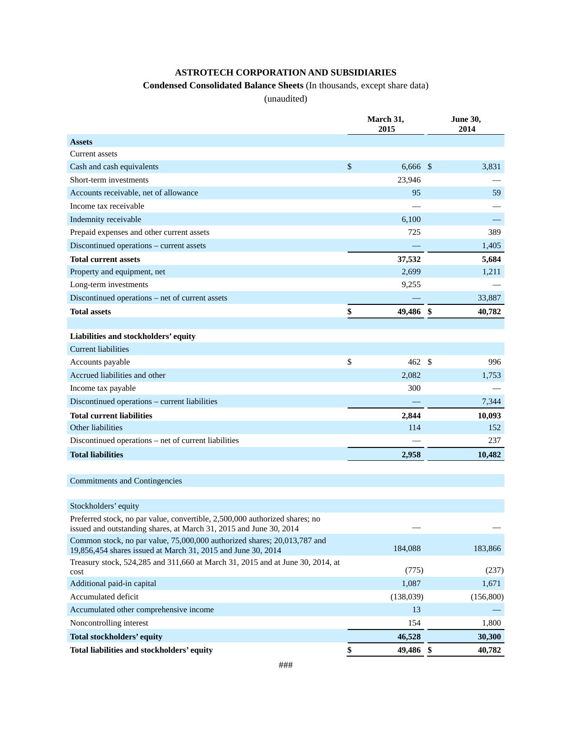# ASTROTECH CORPORATION AND SUBSIDIARIES

**Condensed Consolidated Balance Sheets** (In thousands, except share data)

(unaudited)

| | March 31, 2015 | June 30, 2014 |
|---|---|---|
| **Assets** | | |
| Current assets | | |
| Cash and cash equivalents | $ 6,666 | $ 3,831 |
| Short-term investments | 23,946 | — |
| Accounts receivable, net of allowance | 95 | 59 |
| Income tax receivable | — | — |
| Indemnity receivable | 6,100 | — |
| Prepaid expenses and other current assets | 725 | 389 |
| Discontinued operations – current assets | — | 1,405 |
| **Total current assets** | **37,532** | **5,684** |
| Property and equipment, net | 2,699 | 1,211 |
| Long-term investments | 9,255 | — |
| Discontinued operations – net of current assets | — | 33,887 |
| **Total assets** | **$ 49,486** | **$ 40,782** |
| | | |
| **Liabilities and stockholders' equity** | | |
| Current liabilities | | |
| Accounts payable | $ 462 | $ 996 |
| Accrued liabilities and other | 2,082 | 1,753 |
| Income tax payable | 300 | — |
| Discontinued operations – current liabilities | — | 7,344 |
| **Total current liabilities** | **2,844** | **10,093** |
| Other liabilities | 114 | 152 |
| Discontinued operations – net of current liabilities | — | 237 |
| **Total liabilities** | **2,958** | **10,482** |
| | | |
| Commitments and Contingencies | | |
| | | |
| Stockholders' equity | | |
| Preferred stock, no par value, convertible, 2,500,000 authorized shares; no issued and outstanding shares, at March 31, 2015 and June 30, 2014 | — | — |
| Common stock, no par value, 75,000,000 authorized shares; 20,013,787 and 19,856,454 shares issued at March 31, 2015 and June 30, 2014 | 184,088 | 183,866 |
| Treasury stock, 524,285 and 311,660 at March 31, 2015 and at June 30, 2014, at cost | (775) | (237) |
| Additional paid-in capital | 1,087 | 1,671 |
| Accumulated deficit | (138,039) | (156,800) |
| Accumulated other comprehensive income | 13 | — |
| Noncontrolling interest | 154 | 1,800 |
| **Total stockholders' equity** | **46,528** | **30,300** |
| **Total liabilities and stockholders' equity** | **$ 49,486** | **$ 40,782** |

###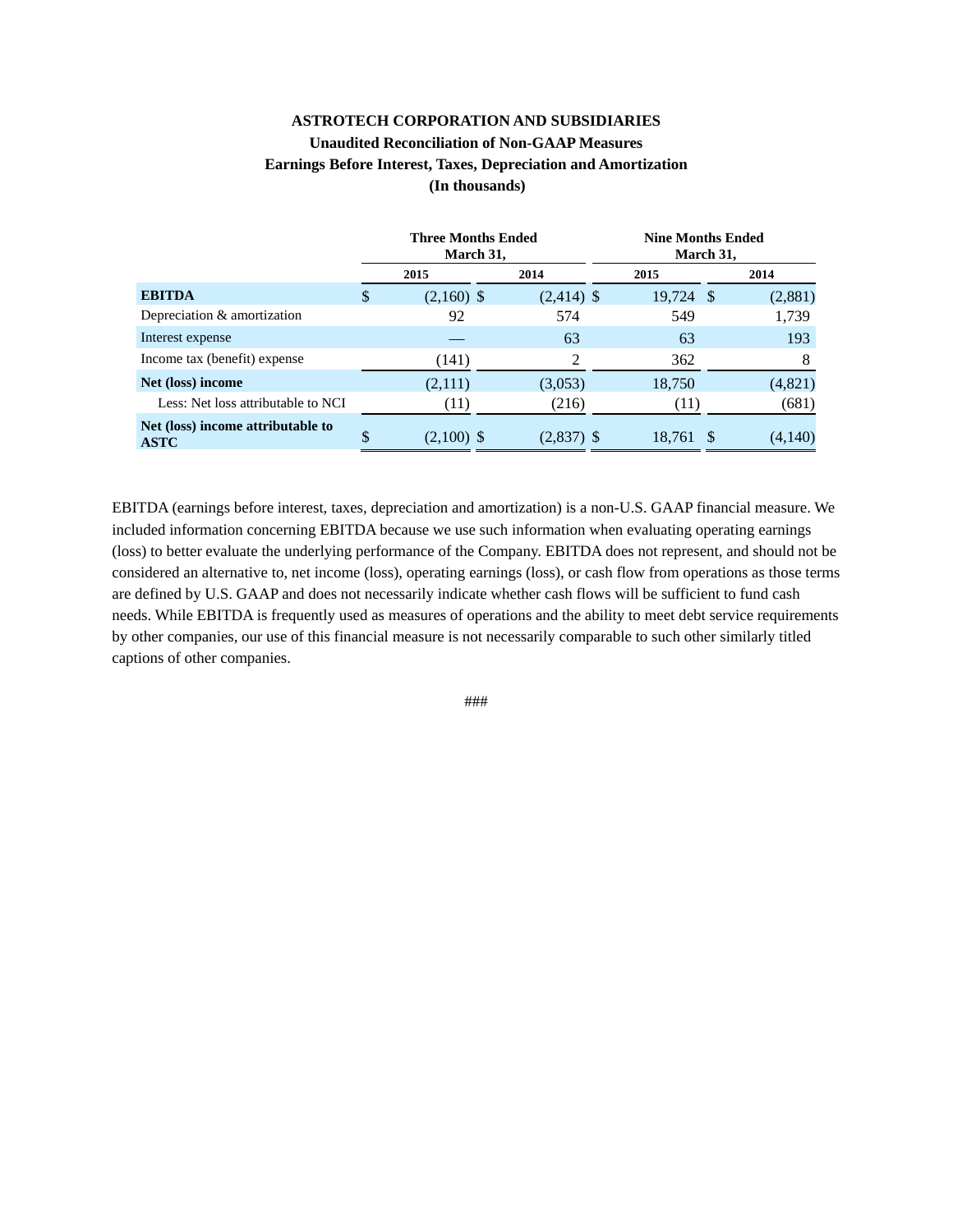**ASTROTECH CORPORATION AND SUBSIDIARIES**
**Unaudited Reconciliation of Non-GAAP Measures**
**Earnings Before Interest, Taxes, Depreciation and Amortization**
**(In thousands)**

| | Three Months Ended March 31, | | Nine Months Ended March 31, | |
|---|---|---|---|---|
| | 2015 | 2014 | 2015 | 2014 |
| **EBITDA** | $ (2,160) | $ (2,414) | $ 19,724 | $ (2,881) |
| Depreciation & amortization | 92 | 574 | 549 | 1,739 |
| Interest expense | — | 63 | 63 | 193 |
| Income tax (benefit) expense | (141) | 2 | 362 | 8 |
| **Net (loss) income** | (2,111) | (3,053) | 18,750 | (4,821) |
| Less: Net loss attributable to NCI | (11) | (216) | (11) | (681) |
| **Net (loss) income attributable to ASTC** | $ (2,100) | $ (2,837) | $ 18,761 | $ (4,140) |

EBITDA (earnings before interest, taxes, depreciation and amortization) is a non-U.S. GAAP financial measure. We included information concerning EBITDA because we use such information when evaluating operating earnings (loss) to better evaluate the underlying performance of the Company. EBITDA does not represent, and should not be considered an alternative to, net income (loss), operating earnings (loss), or cash flow from operations as those terms are defined by U.S. GAAP and does not necessarily indicate whether cash flows will be sufficient to fund cash needs. While EBITDA is frequently used as measures of operations and the ability to meet debt service requirements by other companies, our use of this financial measure is not necessarily comparable to such other similarly titled captions of other companies.

###